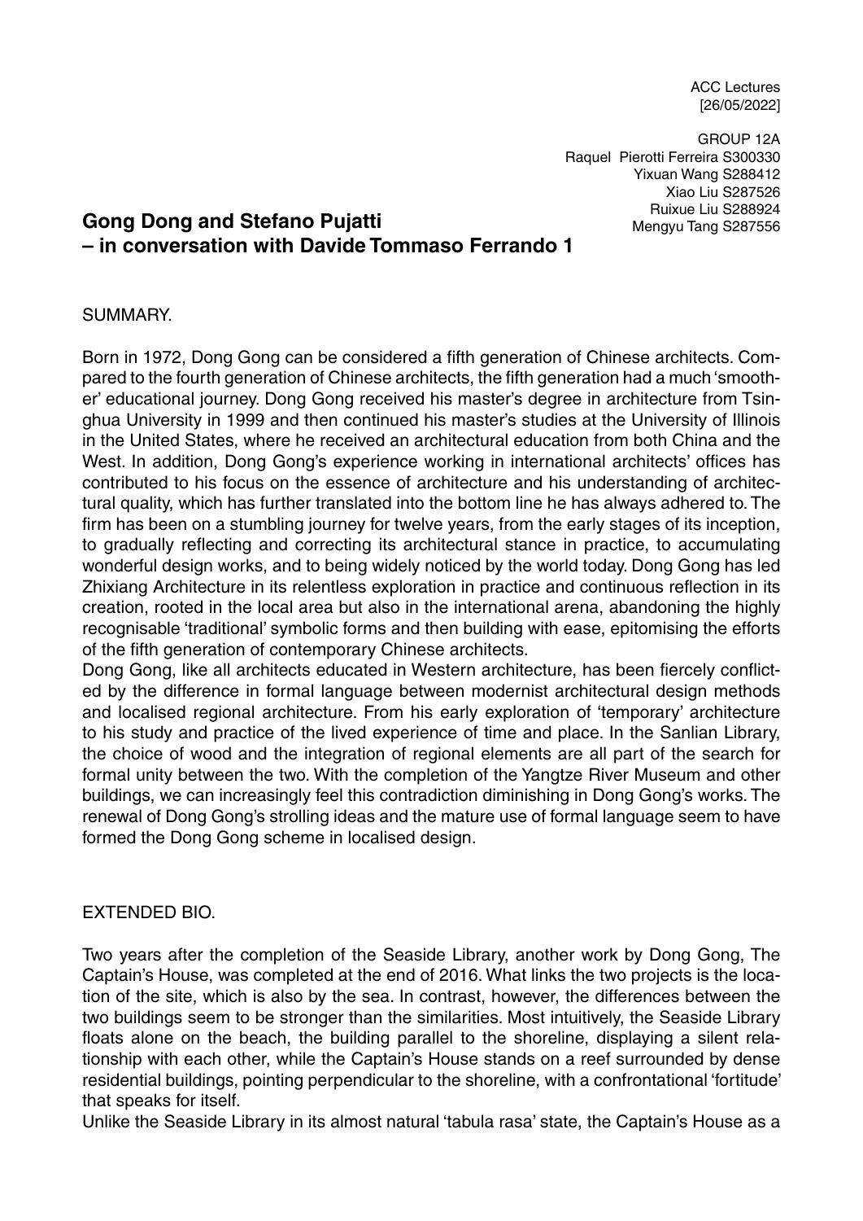ACC Lectures
[26/05/2022]

GROUP 12A
Raquel Pierotti Ferreira S300330
Yixuan Wang S288412
Xiao Liu S287526
Ruixue Liu S288924
Mengyu Tang S287556

# Gong Dong and Stefano Pujatti – in conversation with Davide Tommaso Ferrando 1

SUMMARY.

Born in 1972, Dong Gong can be considered a fifth generation of Chinese architects. Compared to the fourth generation of Chinese architects, the fifth generation had a much 'smoother' educational journey. Dong Gong received his master's degree in architecture from Tsinghua University in 1999 and then continued his master's studies at the University of Illinois in the United States, where he received an architectural education from both China and the West. In addition, Dong Gong's experience working in international architects' offices has contributed to his focus on the essence of architecture and his understanding of architectural quality, which has further translated into the bottom line he has always adhered to. The firm has been on a stumbling journey for twelve years, from the early stages of its inception, to gradually reflecting and correcting its architectural stance in practice, to accumulating wonderful design works, and to being widely noticed by the world today. Dong Gong has led Zhixiang Architecture in its relentless exploration in practice and continuous reflection in its creation, rooted in the local area but also in the international arena, abandoning the highly recognisable 'traditional' symbolic forms and then building with ease, epitomising the efforts of the fifth generation of contemporary Chinese architects.
Dong Gong, like all architects educated in Western architecture, has been fiercely conflicted by the difference in formal language between modernist architectural design methods and localised regional architecture. From his early exploration of 'temporary' architecture to his study and practice of the lived experience of time and place. In the Sanlian Library, the choice of wood and the integration of regional elements are all part of the search for formal unity between the two. With the completion of the Yangtze River Museum and other buildings, we can increasingly feel this contradiction diminishing in Dong Gong's works. The renewal of Dong Gong's strolling ideas and the mature use of formal language seem to have formed the Dong Gong scheme in localised design.

EXTENDED BIO.

Two years after the completion of the Seaside Library, another work by Dong Gong, The Captain's House, was completed at the end of 2016. What links the two projects is the location of the site, which is also by the sea. In contrast, however, the differences between the two buildings seem to be stronger than the similarities. Most intuitively, the Seaside Library floats alone on the beach, the building parallel to the shoreline, displaying a silent relationship with each other, while the Captain's House stands on a reef surrounded by dense residential buildings, pointing perpendicular to the shoreline, with a confrontational 'fortitude' that speaks for itself.
Unlike the Seaside Library in its almost natural 'tabula rasa' state, the Captain's House as a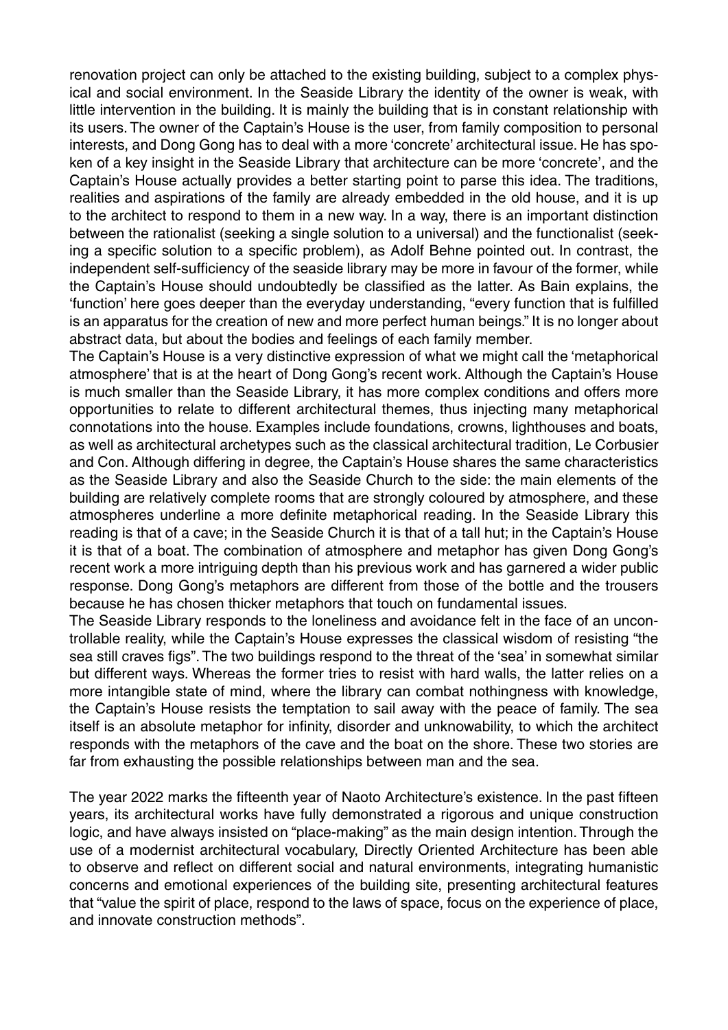renovation project can only be attached to the existing building, subject to a complex physical and social environment. In the Seaside Library the identity of the owner is weak, with little intervention in the building. It is mainly the building that is in constant relationship with its users. The owner of the Captain's House is the user, from family composition to personal interests, and Dong Gong has to deal with a more 'concrete' architectural issue. He has spoken of a key insight in the Seaside Library that architecture can be more 'concrete', and the Captain's House actually provides a better starting point to parse this idea. The traditions, realities and aspirations of the family are already embedded in the old house, and it is up to the architect to respond to them in a new way. In a way, there is an important distinction between the rationalist (seeking a single solution to a universal) and the functionalist (seeking a specific solution to a specific problem), as Adolf Behne pointed out. In contrast, the independent self-sufficiency of the seaside library may be more in favour of the former, while the Captain's House should undoubtedly be classified as the latter. As Bain explains, the 'function' here goes deeper than the everyday understanding, "every function that is fulfilled is an apparatus for the creation of new and more perfect human beings." It is no longer about abstract data, but about the bodies and feelings of each family member.

The Captain's House is a very distinctive expression of what we might call the 'metaphorical atmosphere' that is at the heart of Dong Gong's recent work. Although the Captain's House is much smaller than the Seaside Library, it has more complex conditions and offers more opportunities to relate to different architectural themes, thus injecting many metaphorical connotations into the house. Examples include foundations, crowns, lighthouses and boats, as well as architectural archetypes such as the classical architectural tradition, Le Corbusier and Con. Although differing in degree, the Captain's House shares the same characteristics as the Seaside Library and also the Seaside Church to the side: the main elements of the building are relatively complete rooms that are strongly coloured by atmosphere, and these atmospheres underline a more definite metaphorical reading. In the Seaside Library this reading is that of a cave; in the Seaside Church it is that of a tall hut; in the Captain's House it is that of a boat. The combination of atmosphere and metaphor has given Dong Gong's recent work a more intriguing depth than his previous work and has garnered a wider public response. Dong Gong's metaphors are different from those of the bottle and the trousers because he has chosen thicker metaphors that touch on fundamental issues.

The Seaside Library responds to the loneliness and avoidance felt in the face of an uncontrollable reality, while the Captain's House expresses the classical wisdom of resisting "the sea still craves figs". The two buildings respond to the threat of the 'sea' in somewhat similar but different ways. Whereas the former tries to resist with hard walls, the latter relies on a more intangible state of mind, where the library can combat nothingness with knowledge, the Captain's House resists the temptation to sail away with the peace of family. The sea itself is an absolute metaphor for infinity, disorder and unknowability, to which the architect responds with the metaphors of the cave and the boat on the shore. These two stories are far from exhausting the possible relationships between man and the sea.

The year 2022 marks the fifteenth year of Naoto Architecture's existence. In the past fifteen years, its architectural works have fully demonstrated a rigorous and unique construction logic, and have always insisted on "place-making" as the main design intention. Through the use of a modernist architectural vocabulary, Directly Oriented Architecture has been able to observe and reflect on different social and natural environments, integrating humanistic concerns and emotional experiences of the building site, presenting architectural features that "value the spirit of place, respond to the laws of space, focus on the experience of place, and innovate construction methods".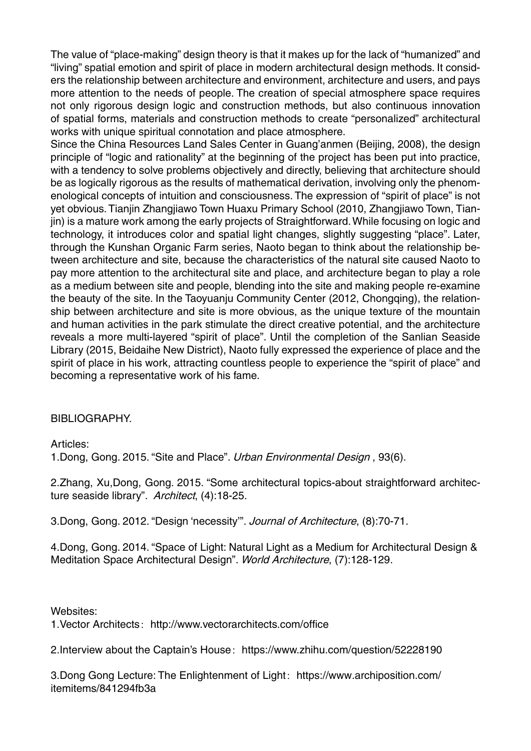The value of "place-making" design theory is that it makes up for the lack of "humanized" and "living" spatial emotion and spirit of place in modern architectural design methods. It considers the relationship between architecture and environment, architecture and users, and pays more attention to the needs of people. The creation of special atmosphere space requires not only rigorous design logic and construction methods, but also continuous innovation of spatial forms, materials and construction methods to create "personalized" architectural works with unique spiritual connotation and place atmosphere.

Since the China Resources Land Sales Center in Guang'anmen (Beijing, 2008), the design principle of "logic and rationality" at the beginning of the project has been put into practice, with a tendency to solve problems objectively and directly, believing that architecture should be as logically rigorous as the results of mathematical derivation, involving only the phenomenological concepts of intuition and consciousness. The expression of "spirit of place" is not yet obvious. Tianjin Zhangjiawo Town Huaxu Primary School (2010, Zhangjiawo Town, Tianjin) is a mature work among the early projects of Straightforward. While focusing on logic and technology, it introduces color and spatial light changes, slightly suggesting "place". Later, through the Kunshan Organic Farm series, Naoto began to think about the relationship between architecture and site, because the characteristics of the natural site caused Naoto to pay more attention to the architectural site and place, and architecture began to play a role as a medium between site and people, blending into the site and making people re-examine the beauty of the site. In the Taoyuanju Community Center (2012, Chongqing), the relationship between architecture and site is more obvious, as the unique texture of the mountain and human activities in the park stimulate the direct creative potential, and the architecture reveals a more multi-layered "spirit of place". Until the completion of the Sanlian Seaside Library (2015, Beidaihe New District), Naoto fully expressed the experience of place and the spirit of place in his work, attracting countless people to experience the "spirit of place" and becoming a representative work of his fame.

## BIBLIOGRAPHY.

Articles:

1.Dong, Gong. 2015. "Site and Place". *Urban Environmental Design* , 93(6).

2.Zhang, Xu,Dong, Gong. 2015. "Some architectural topics-about straightforward architecture seaside library". *Architect*, (4):18-25.

3.Dong, Gong. 2012. "Design 'necessity'". *Journal of Architecture*, (8):70-71.

4.Dong, Gong. 2014. "Space of Light: Natural Light as a Medium for Architectural Design & Meditation Space Architectural Design". *World Architecture*, (7):128-129.

Websites:

1.Vector Architects：http://www.vectorarchitects.com/office

2.Interview about the Captain's House：https://www.zhihu.com/question/52228190

3.Dong Gong Lecture: The Enlightenment of Light：https://www.archiposition.com/itemitems/841294fb3a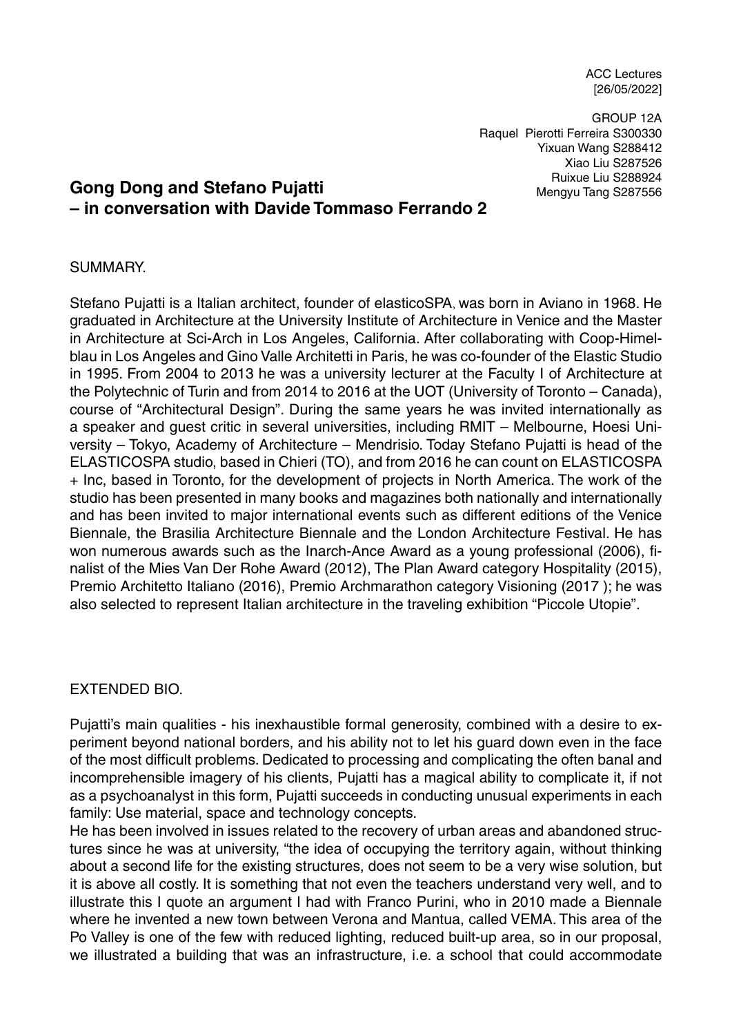ACC Lectures
[26/05/2022]

GROUP 12A
Raquel Pierotti Ferreira S300330
Yixuan Wang S288412
Xiao Liu S287526
Ruixue Liu S288924
Mengyu Tang S287556

## Gong Dong and Stefano Pujatti – in conversation with Davide Tommaso Ferrando 2

SUMMARY.

Stefano Pujatti is a Italian architect, founder of elasticoSPA, was born in Aviano in 1968. He graduated in Architecture at the University Institute of Architecture in Venice and the Master in Architecture at Sci-Arch in Los Angeles, California. After collaborating with Coop-Himelblau in Los Angeles and Gino Valle Architetti in Paris, he was co-founder of the Elastic Studio in 1995. From 2004 to 2013 he was a university lecturer at the Faculty I of Architecture at the Polytechnic of Turin and from 2014 to 2016 at the UOT (University of Toronto – Canada), course of "Architectural Design". During the same years he was invited internationally as a speaker and guest critic in several universities, including RMIT – Melbourne, Hoesi University – Tokyo, Academy of Architecture – Mendrisio. Today Stefano Pujatti is head of the ELASTICOSPA studio, based in Chieri (TO), and from 2016 he can count on ELASTICOSPA + Inc, based in Toronto, for the development of projects in North America. The work of the studio has been presented in many books and magazines both nationally and internationally and has been invited to major international events such as different editions of the Venice Biennale, the Brasilia Architecture Biennale and the London Architecture Festival. He has won numerous awards such as the Inarch-Ance Award as a young professional (2006), finalist of the Mies Van Der Rohe Award (2012), The Plan Award category Hospitality (2015), Premio Architetto Italiano (2016), Premio Archmarathon category Visioning (2017 ); he was also selected to represent Italian architecture in the traveling exhibition "Piccole Utopie".

EXTENDED BIO.

Pujatti's main qualities - his inexhaustible formal generosity, combined with a desire to experiment beyond national borders, and his ability not to let his guard down even in the face of the most difficult problems. Dedicated to processing and complicating the often banal and incomprehensible imagery of his clients, Pujatti has a magical ability to complicate it, if not as a psychoanalyst in this form, Pujatti succeeds in conducting unusual experiments in each family: Use material, space and technology concepts.

He has been involved in issues related to the recovery of urban areas and abandoned structures since he was at university, "the idea of occupying the territory again, without thinking about a second life for the existing structures, does not seem to be a very wise solution, but it is above all costly. It is something that not even the teachers understand very well, and to illustrate this I quote an argument I had with Franco Purini, who in 2010 made a Biennale where he invented a new town between Verona and Mantua, called VEMA. This area of the Po Valley is one of the few with reduced lighting, reduced built-up area, so in our proposal, we illustrated a building that was an infrastructure, i.e. a school that could accommodate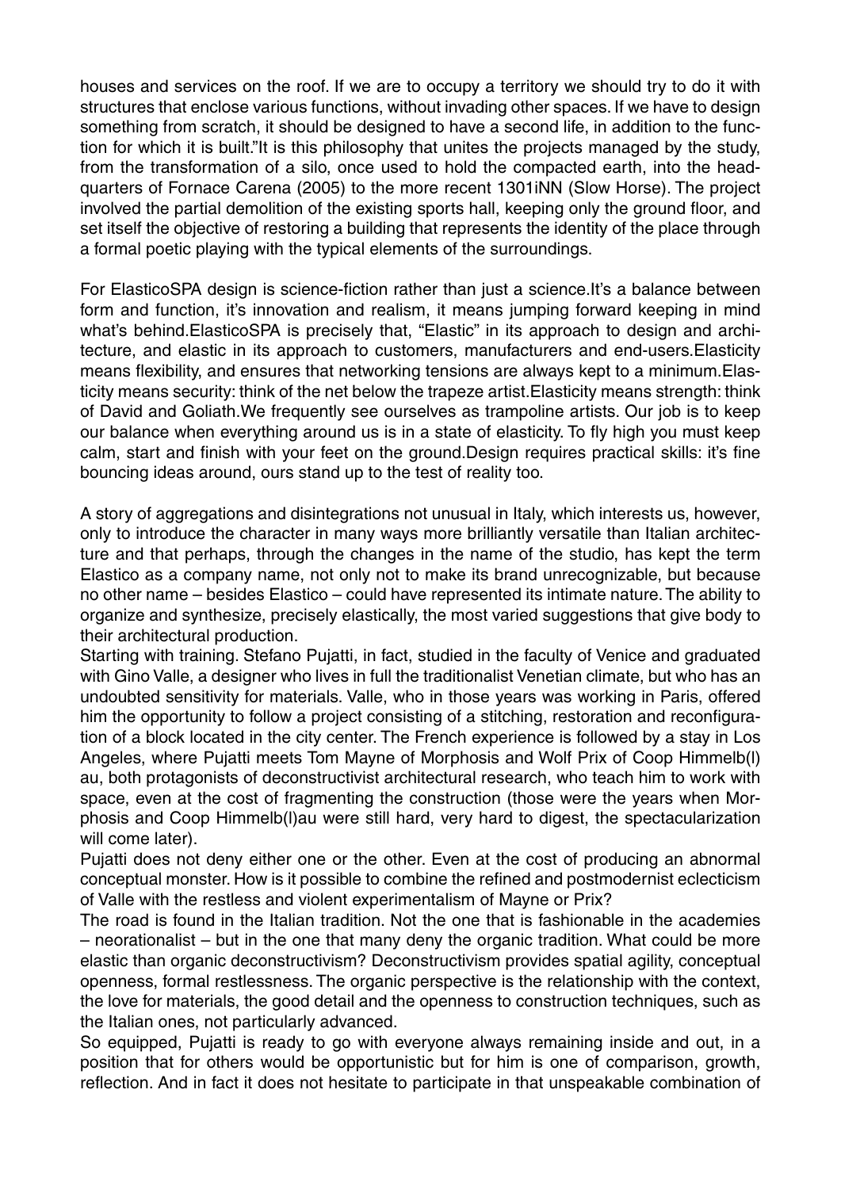houses and services on the roof. If we are to occupy a territory we should try to do it with structures that enclose various functions, without invading other spaces. If we have to design something from scratch, it should be designed to have a second life, in addition to the function for which it is built."It is this philosophy that unites the projects managed by the study, from the transformation of a silo, once used to hold the compacted earth, into the headquarters of Fornace Carena (2005) to the more recent 1301iNN (Slow Horse). The project involved the partial demolition of the existing sports hall, keeping only the ground floor, and set itself the objective of restoring a building that represents the identity of the place through a formal poetic playing with the typical elements of the surroundings.

For ElasticoSPA design is science-fiction rather than just a science.It's a balance between form and function, it's innovation and realism, it means jumping forward keeping in mind what's behind.ElasticoSPA is precisely that, "Elastic" in its approach to design and architecture, and elastic in its approach to customers, manufacturers and end-users.Elasticity means flexibility, and ensures that networking tensions are always kept to a minimum.Elasticity means security: think of the net below the trapeze artist.Elasticity means strength: think of David and Goliath.We frequently see ourselves as trampoline artists. Our job is to keep our balance when everything around us is in a state of elasticity. To fly high you must keep calm, start and finish with your feet on the ground.Design requires practical skills: it's fine bouncing ideas around, ours stand up to the test of reality too.

A story of aggregations and disintegrations not unusual in Italy, which interests us, however, only to introduce the character in many ways more brilliantly versatile than Italian architecture and that perhaps, through the changes in the name of the studio, has kept the term Elastico as a company name, not only not to make its brand unrecognizable, but because no other name – besides Elastico – could have represented its intimate nature. The ability to organize and synthesize, precisely elastically, the most varied suggestions that give body to their architectural production.

Starting with training. Stefano Pujatti, in fact, studied in the faculty of Venice and graduated with Gino Valle, a designer who lives in full the traditionalist Venetian climate, but who has an undoubted sensitivity for materials. Valle, who in those years was working in Paris, offered him the opportunity to follow a project consisting of a stitching, restoration and reconfiguration of a block located in the city center. The French experience is followed by a stay in Los Angeles, where Pujatti meets Tom Mayne of Morphosis and Wolf Prix of Coop Himmelb(l)au, both protagonists of deconstructivist architectural research, who teach him to work with space, even at the cost of fragmenting the construction (those were the years when Morphosis and Coop Himmelb(l)au were still hard, very hard to digest, the spectacularization will come later).

Pujatti does not deny either one or the other. Even at the cost of producing an abnormal conceptual monster. How is it possible to combine the refined and postmodernist eclecticism of Valle with the restless and violent experimentalism of Mayne or Prix?

The road is found in the Italian tradition. Not the one that is fashionable in the academies – neorationalist – but in the one that many deny the organic tradition. What could be more elastic than organic deconstructivism? Deconstructivism provides spatial agility, conceptual openness, formal restlessness. The organic perspective is the relationship with the context, the love for materials, the good detail and the openness to construction techniques, such as the Italian ones, not particularly advanced.

So equipped, Pujatti is ready to go with everyone always remaining inside and out, in a position that for others would be opportunistic but for him is one of comparison, growth, reflection. And in fact it does not hesitate to participate in that unspeakable combination of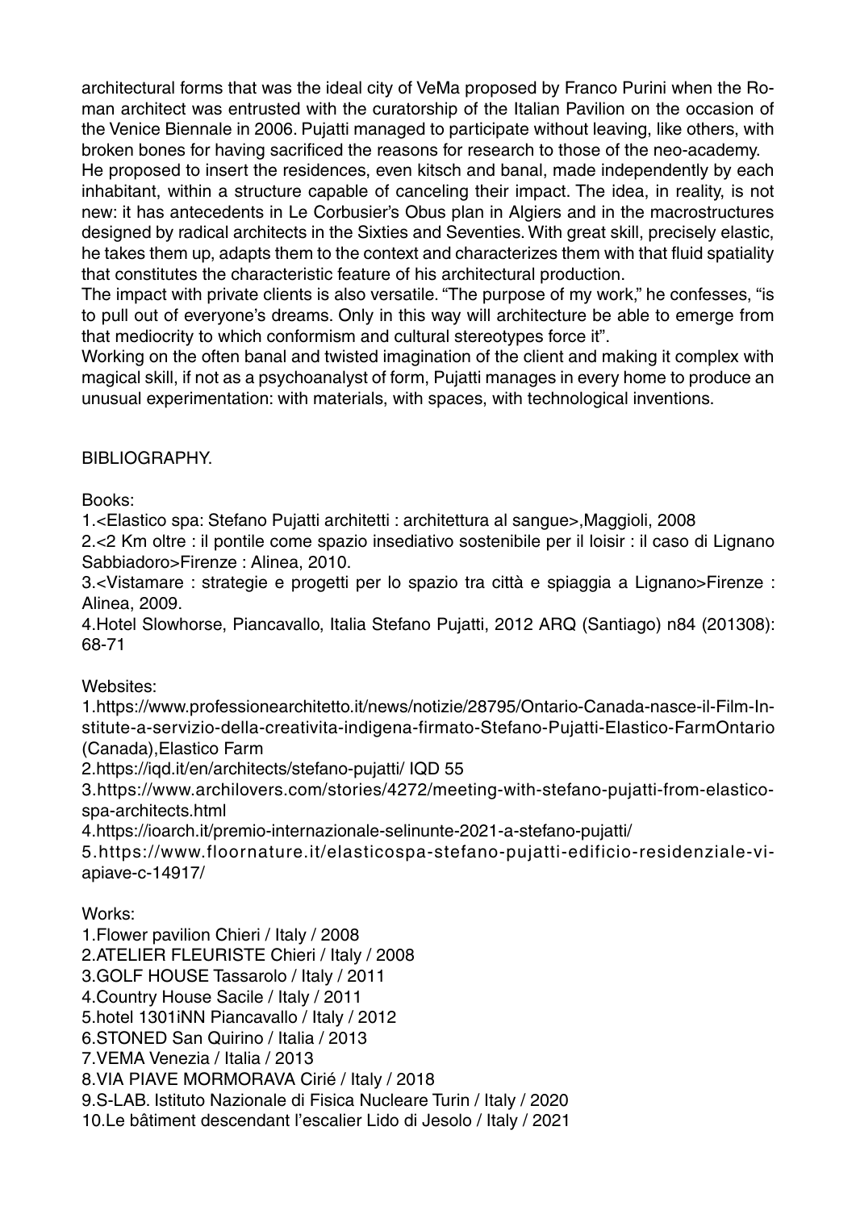architectural forms that was the ideal city of VeMa proposed by Franco Purini when the Roman architect was entrusted with the curatorship of the Italian Pavilion on the occasion of the Venice Biennale in 2006. Pujatti managed to participate without leaving, like others, with broken bones for having sacrificed the reasons for research to those of the neo-academy.
He proposed to insert the residences, even kitsch and banal, made independently by each inhabitant, within a structure capable of canceling their impact. The idea, in reality, is not new: it has antecedents in Le Corbusier's Obus plan in Algiers and in the macrostructures designed by radical architects in the Sixties and Seventies. With great skill, precisely elastic, he takes them up, adapts them to the context and characterizes them with that fluid spatiality that constitutes the characteristic feature of his architectural production.
The impact with private clients is also versatile. "The purpose of my work," he confesses, "is to pull out of everyone's dreams. Only in this way will architecture be able to emerge from that mediocrity to which conformism and cultural stereotypes force it".
Working on the often banal and twisted imagination of the client and making it complex with magical skill, if not as a psychoanalyst of form, Pujatti manages in every home to produce an unusual experimentation: with materials, with spaces, with technological inventions.

BIBLIOGRAPHY.

Books:

1.<Elastico spa: Stefano Pujatti architetti : architettura al sangue>,Maggioli, 2008
2.<2 Km oltre : il pontile come spazio insediativo sostenibile per il loisir : il caso di Lignano Sabbiadoro>Firenze : Alinea, 2010.
3.<Vistamare : strategie e progetti per lo spazio tra città e spiaggia a Lignano>Firenze : Alinea, 2009.
4.Hotel Slowhorse, Piancavallo, Italia Stefano Pujatti, 2012 ARQ (Santiago) n84 (201308): 68-71

Websites:

1.https://www.professionearchitetto.it/news/notizie/28795/Ontario-Canada-nasce-il-Film-Institute-a-servizio-della-creativita-indigena-firmato-Stefano-Pujatti-Elastico-FarmOntario (Canada),Elastico Farm
2.https://iqd.it/en/architects/stefano-pujatti/ IQD 55
3.https://www.archilovers.com/stories/4272/meeting-with-stefano-pujatti-from-elastico-spa-architects.html
4.https://ioarch.it/premio-internazionale-selinunte-2021-a-stefano-pujatti/
5.https://www.floornature.it/elasticospa-stefano-pujatti-edificio-residenziale-vi-apiave-c-14917/

Works:

1.Flower pavilion Chieri / Italy / 2008
2.ATELIER FLEURISTE Chieri / Italy / 2008
3.GOLF HOUSE Tassarolo / Italy / 2011
4.Country House Sacile / Italy / 2011
5.hotel 1301iNN Piancavallo / Italy / 2012
6.STONED San Quirino / Italia / 2013
7.VEMA Venezia / Italia / 2013
8.VIA PIAVE MORMORAVA Cirié / Italy / 2018
9.S-LAB. Istituto Nazionale di Fisica Nucleare Turin / Italy / 2020
10.Le bâtiment descendant l'escalier Lido di Jesolo / Italy / 2021